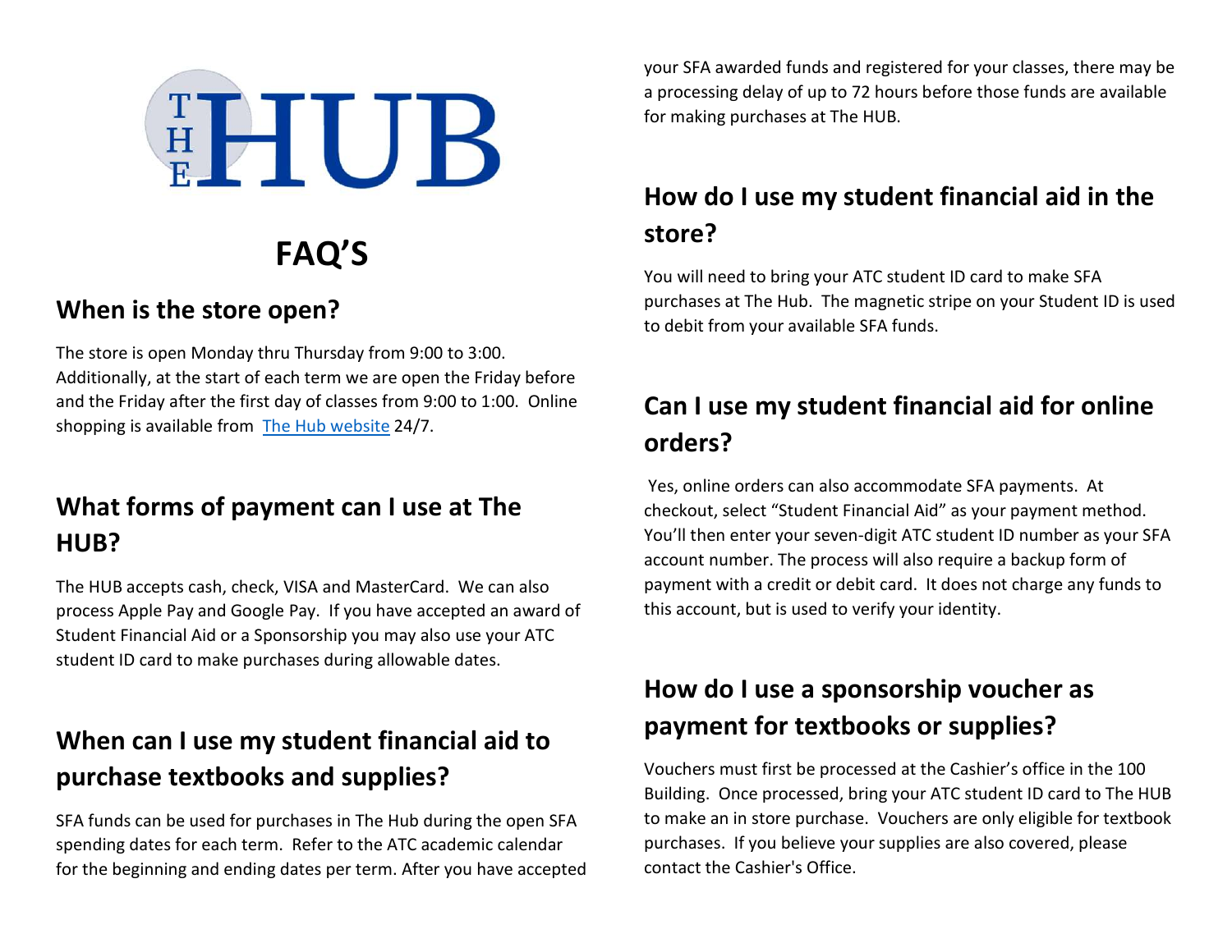# THE HUB

# FAQ'S

## When is the store open?

The store is open Monday thru Thursday from 9:00 to 3:00. Additionally, at the start of each term we are open the Friday before and the Friday after the first day of classes from 9:00 to 1:00. Online shopping is available from The Hub website 24/7.

## What forms of payment can I use at The HUB?

The HUB accepts cash, check, VISA and MasterCard. We can also process Apple Pay and Google Pay. If you have accepted an award of Student Financial Aid or a Sponsorship you may also use your ATC student ID card to make purchases during allowable dates.

## When can I use my student financial aid to purchase textbooks and supplies?

SFA funds can be used for purchases in The Hub during the open SFA spending dates for each term. Refer to the ATC academic calendar for the beginning and ending dates per term. After you have accepted your SFA awarded funds and registered for your classes, there may be a processing delay of up to 72 hours before those funds are available for making purchases at The HUB.

## How do I use my student financial aid in the store?

You will need to bring your ATC student ID card to make SFA purchases at The Hub. The magnetic stripe on your Student ID is used to debit from your available SFA funds.

## Can I use my student financial aid for online orders?

Yes, online orders can also accommodate SFA payments. At checkout, select "Student Financial Aid" as your payment method. You'll then enter your seven-digit ATC student ID number as your SFA account number. The process will also require a backup form of payment with a credit or debit card. It does not charge any funds to this account, but is used to verify your identity.

## How do I use a sponsorship voucher as payment for textbooks or supplies?

Vouchers must first be processed at the Cashier's office in the 100 Building. Once processed, bring your ATC student ID card to The HUB to make an in store purchase. Vouchers are only eligible for textbook purchases. If you believe your supplies are also covered, please contact the Cashier's Office.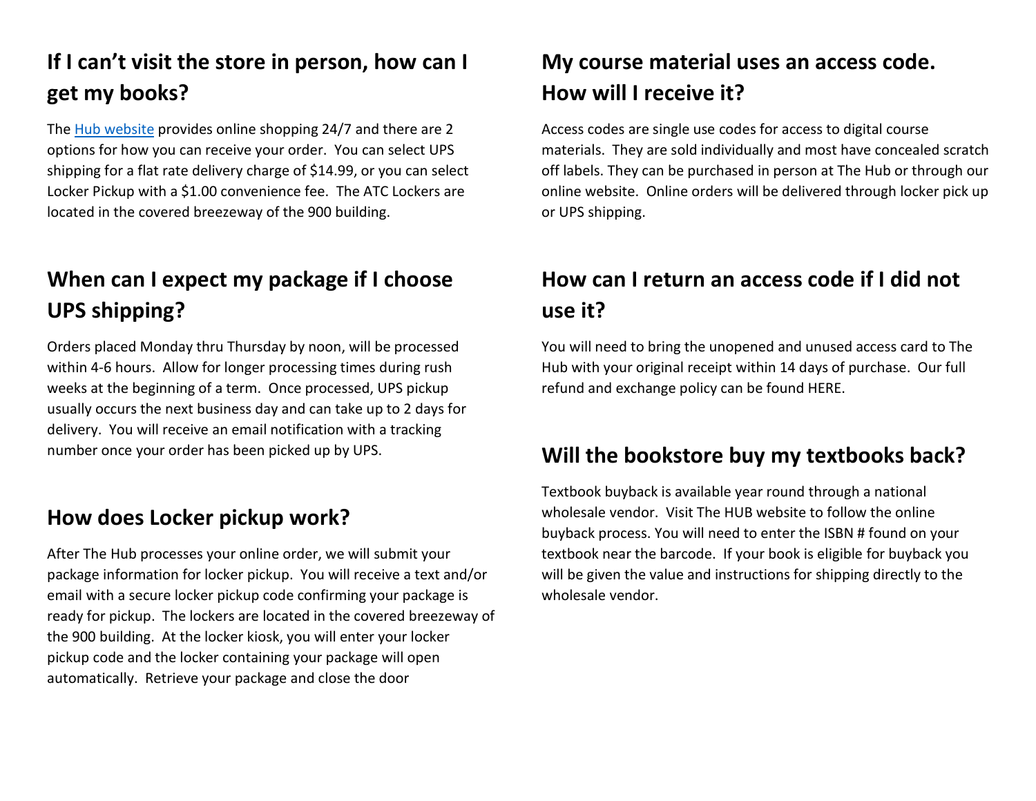## If I can't visit the store in person, how can I get my books?

The [Hub website]() provides online shopping 24/7 and there are 2 options for how you can receive your order. You can select UPS shipping for a flat rate delivery charge of $14.99, or you can select Locker Pickup with a $1.00 convenience fee. The ATC Lockers are located in the covered breezeway of the 900 building.

## When can I expect my package if I choose UPS shipping?

Orders placed Monday thru Thursday by noon, will be processed within 4-6 hours. Allow for longer processing times during rush weeks at the beginning of a term. Once processed, UPS pickup usually occurs the next business day and can take up to 2 days for delivery. You will receive an email notification with a tracking number once your order has been picked up by UPS.

## How does Locker pickup work?

After The Hub processes your online order, we will submit your package information for locker pickup. You will receive a text and/or email with a secure locker pickup code confirming your package is ready for pickup. The lockers are located in the covered breezeway of the 900 building. At the locker kiosk, you will enter your locker pickup code and the locker containing your package will open automatically. Retrieve your package and close the door

## My course material uses an access code. How will I receive it?

Access codes are single use codes for access to digital course materials. They are sold individually and most have concealed scratch off labels. They can be purchased in person at The Hub or through our online website. Online orders will be delivered through locker pick up or UPS shipping.

## How can I return an access code if I did not use it?

You will need to bring the unopened and unused access card to The Hub with your original receipt within 14 days of purchase. Our full refund and exchange policy can be found HERE.

## Will the bookstore buy my textbooks back?

Textbook buyback is available year round through a national wholesale vendor. Visit The HUB website to follow the online buyback process. You will need to enter the ISBN # found on your textbook near the barcode. If your book is eligible for buyback you will be given the value and instructions for shipping directly to the wholesale vendor.